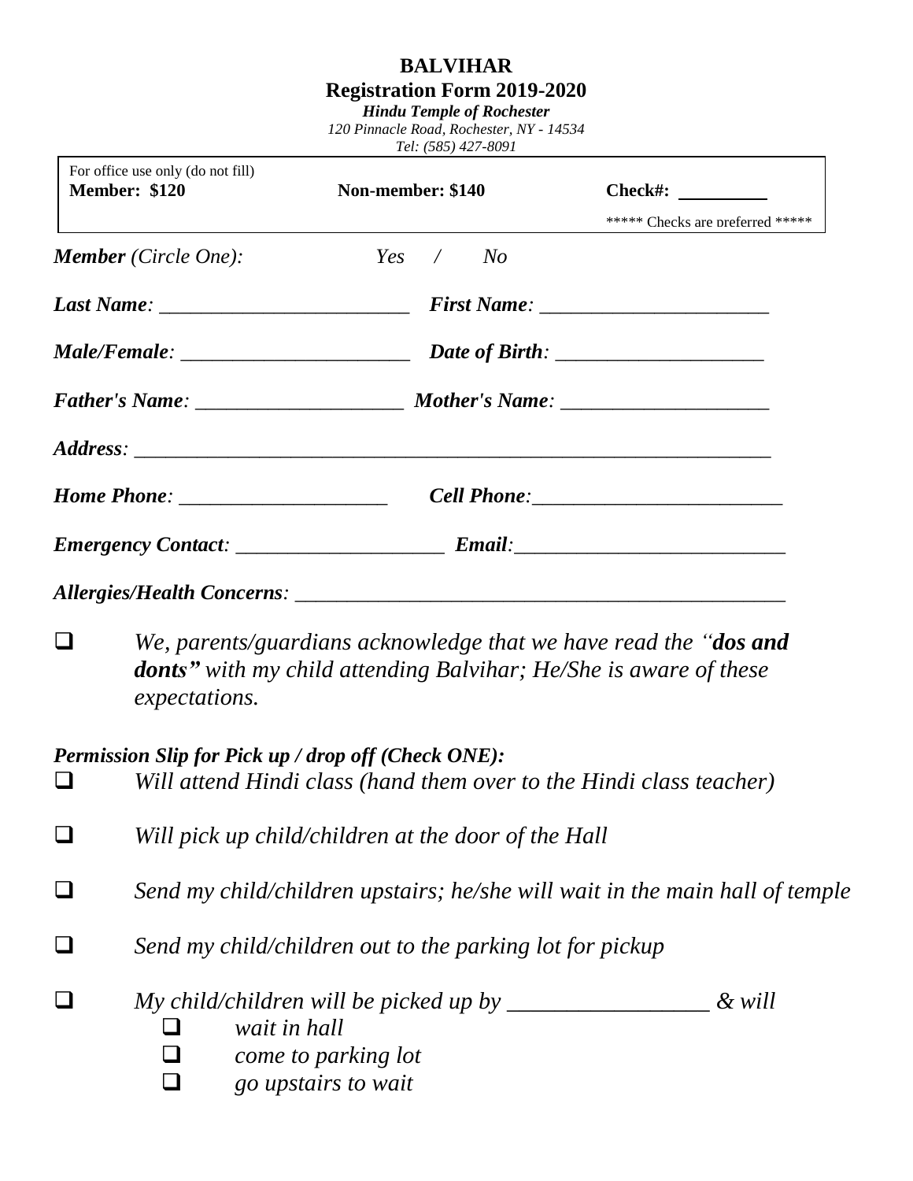# BALVIHAR

## Registration Form 2019-2020

***Hindu Temple of Rochester***

*120 Pinnacle Road, Rochester, NY - 14534*

*Tel: (585) 427-8091*

| For office use only (do not fill) | | |
|---|---|---|
| **Member: $120** | **Non-member: $140** | **Check#:** ________ |
| | | ***** Checks are preferred ***** |

***Member*** *(Circle One):* *Yes / No*

***Last Name***: ________________________ ***First Name***: ______________________

***Male/Female***: ______________________ ***Date of Birth***: ____________________

***Father's Name***: ____________________ ***Mother's Name***: ____________________

***Address***: _____________________________________________________________

***Home Phone***: ____________________ ***Cell Phone***:________________________

***Emergency Contact***: ____________________ ***Email***:__________________________

***Allergies/Health Concerns***: ______________________________________________

- ☐ *We, parents/guardians acknowledge that we have read the "**dos and donts"** with my child attending Balvihar; He/She is aware of these expectations.*

***Permission Slip for Pick up / drop off (Check ONE):***

- ☐ *Will attend Hindi class (hand them over to the Hindi class teacher)*
- ☐ *Will pick up child/children at the door of the Hall*
- ☐ *Send my child/children upstairs; he/she will wait in the main hall of temple*
- ☐ *Send my child/children out to the parking lot for pickup*
- ☐ *My child/children will be picked up by _________________ & will*
  - ☐ *wait in hall*
  - ☐ *come to parking lot*
  - ☐ *go upstairs to wait*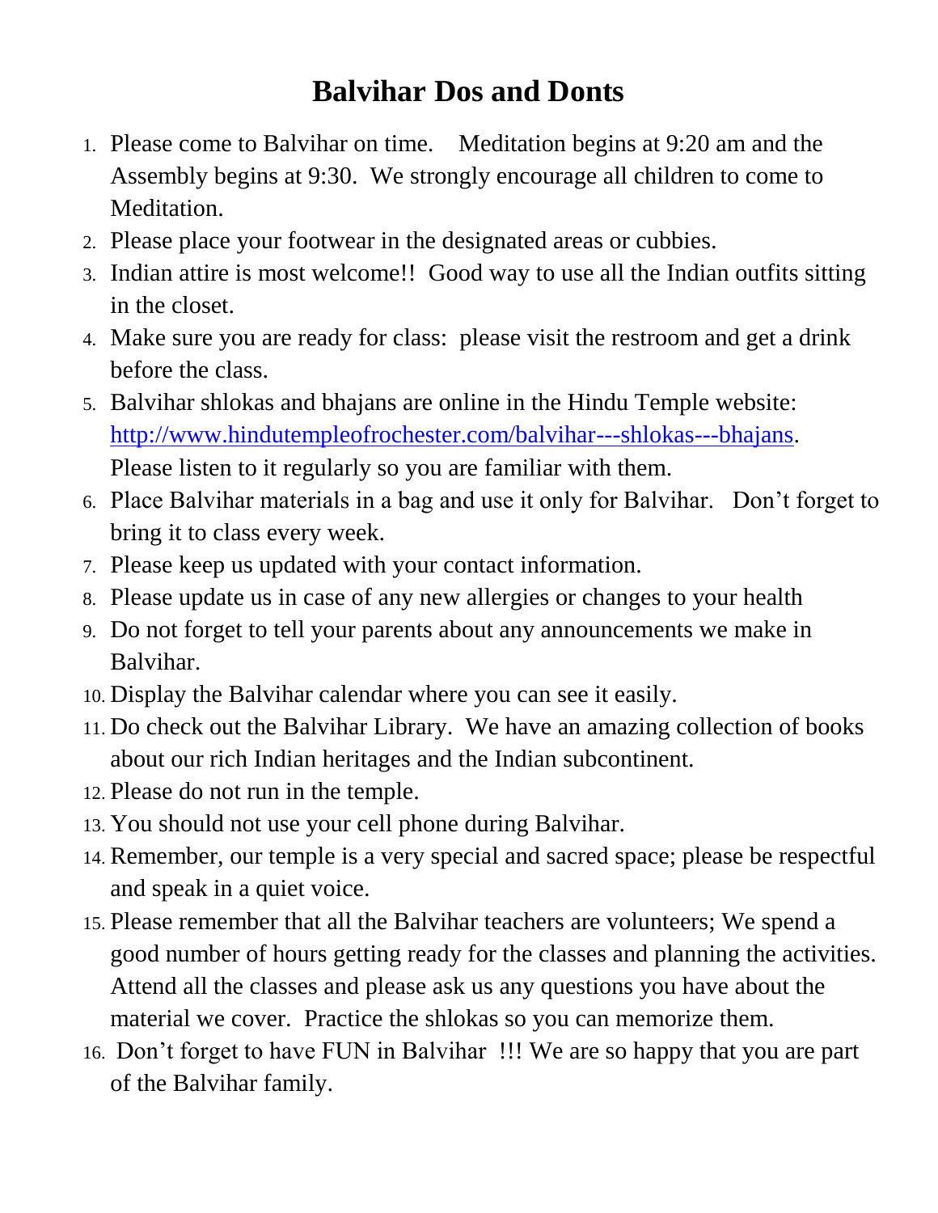# Balvihar Dos and Donts

1. Please come to Balvihar on time. Meditation begins at 9:20 am and the Assembly begins at 9:30. We strongly encourage all children to come to Meditation.
2. Please place your footwear in the designated areas or cubbies.
3. Indian attire is most welcome!! Good way to use all the Indian outfits sitting in the closet.
4. Make sure you are ready for class: please visit the restroom and get a drink before the class.
5. Balvihar shlokas and bhajans are online in the Hindu Temple website: [http://www.hindutempleofrochester.com/balvihar---shlokas---bhajans](http://www.hindutempleofrochester.com/balvihar---shlokas---bhajans). Please listen to it regularly so you are familiar with them.
6. Place Balvihar materials in a bag and use it only for Balvihar. Don't forget to bring it to class every week.
7. Please keep us updated with your contact information.
8. Please update us in case of any new allergies or changes to your health
9. Do not forget to tell your parents about any announcements we make in Balvihar.
10. Display the Balvihar calendar where you can see it easily.
11. Do check out the Balvihar Library. We have an amazing collection of books about our rich Indian heritages and the Indian subcontinent.
12. Please do not run in the temple.
13. You should not use your cell phone during Balvihar.
14. Remember, our temple is a very special and sacred space; please be respectful and speak in a quiet voice.
15. Please remember that all the Balvihar teachers are volunteers; We spend a good number of hours getting ready for the classes and planning the activities. Attend all the classes and please ask us any questions you have about the material we cover. Practice the shlokas so you can memorize them.
16. Don't forget to have FUN in Balvihar !!! We are so happy that you are part of the Balvihar family.